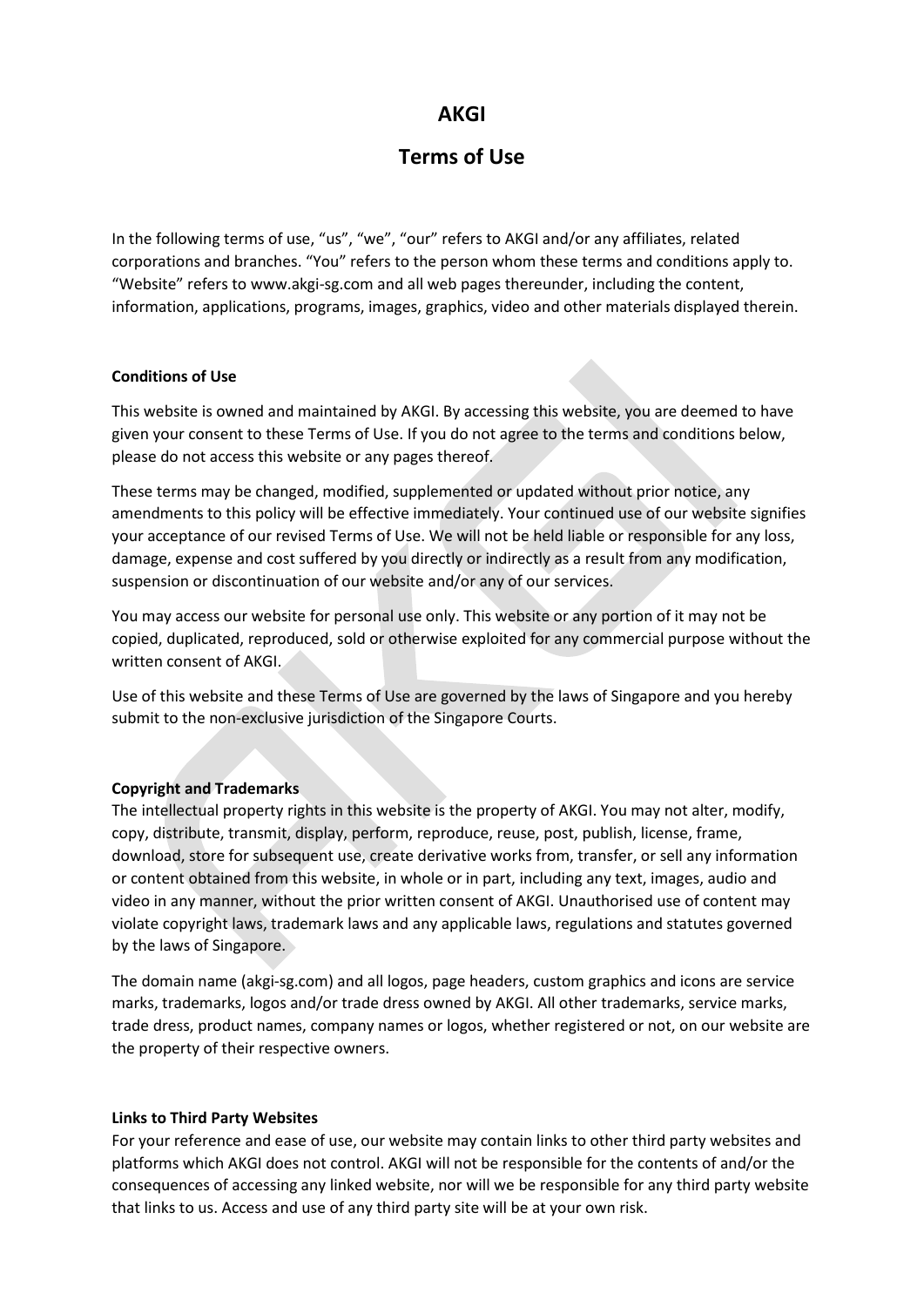# AKGI

## Terms of Use

In the following terms of use, "us", "we", "our" refers to AKGI and/or any affiliates, related corporations and branches. "You" refers to the person whom these terms and conditions apply to. "Website" refers to www.akgi-sg.com and all web pages thereunder, including the content, information, applications, programs, images, graphics, video and other materials displayed therein.

**Conditions of Use**

This website is owned and maintained by AKGI. By accessing this website, you are deemed to have given your consent to these Terms of Use. If you do not agree to the terms and conditions below, please do not access this website or any pages thereof.

These terms may be changed, modified, supplemented or updated without prior notice, any amendments to this policy will be effective immediately. Your continued use of our website signifies your acceptance of our revised Terms of Use. We will not be held liable or responsible for any loss, damage, expense and cost suffered by you directly or indirectly as a result from any modification, suspension or discontinuation of our website and/or any of our services.

You may access our website for personal use only. This website or any portion of it may not be copied, duplicated, reproduced, sold or otherwise exploited for any commercial purpose without the written consent of AKGI.

Use of this website and these Terms of Use are governed by the laws of Singapore and you hereby submit to the non-exclusive jurisdiction of the Singapore Courts.

**Copyright and Trademarks**

The intellectual property rights in this website is the property of AKGI. You may not alter, modify, copy, distribute, transmit, display, perform, reproduce, reuse, post, publish, license, frame, download, store for subsequent use, create derivative works from, transfer, or sell any information or content obtained from this website, in whole or in part, including any text, images, audio and video in any manner, without the prior written consent of AKGI. Unauthorised use of content may violate copyright laws, trademark laws and any applicable laws, regulations and statutes governed by the laws of Singapore.

The domain name (akgi-sg.com) and all logos, page headers, custom graphics and icons are service marks, trademarks, logos and/or trade dress owned by AKGI. All other trademarks, service marks, trade dress, product names, company names or logos, whether registered or not, on our website are the property of their respective owners.

**Links to Third Party Websites**

For your reference and ease of use, our website may contain links to other third party websites and platforms which AKGI does not control. AKGI will not be responsible for the contents of and/or the consequences of accessing any linked website, nor will we be responsible for any third party website that links to us. Access and use of any third party site will be at your own risk.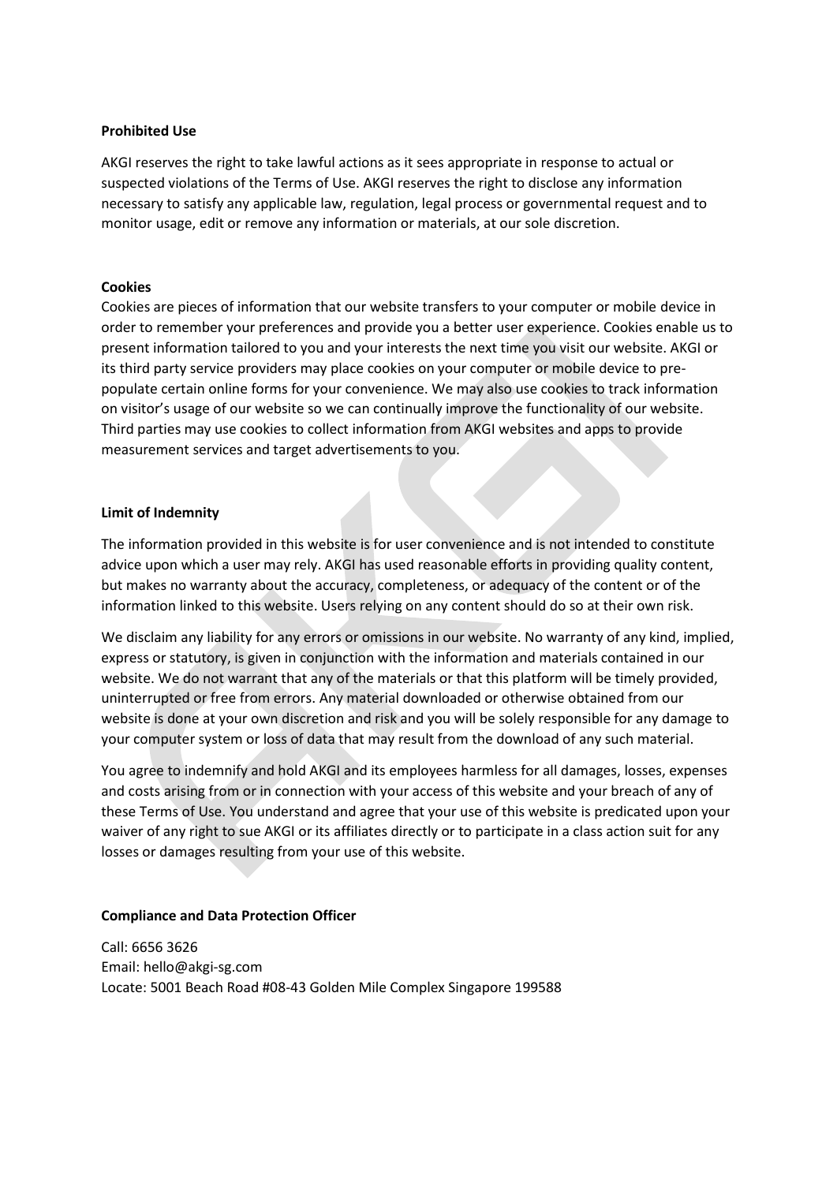**Prohibited Use**

AKGI reserves the right to take lawful actions as it sees appropriate in response to actual or suspected violations of the Terms of Use. AKGI reserves the right to disclose any information necessary to satisfy any applicable law, regulation, legal process or governmental request and to monitor usage, edit or remove any information or materials, at our sole discretion.

**Cookies**

Cookies are pieces of information that our website transfers to your computer or mobile device in order to remember your preferences and provide you a better user experience. Cookies enable us to present information tailored to you and your interests the next time you visit our website. AKGI or its third party service providers may place cookies on your computer or mobile device to pre-populate certain online forms for your convenience. We may also use cookies to track information on visitor's usage of our website so we can continually improve the functionality of our website. Third parties may use cookies to collect information from AKGI websites and apps to provide measurement services and target advertisements to you.

**Limit of Indemnity**

The information provided in this website is for user convenience and is not intended to constitute advice upon which a user may rely. AKGI has used reasonable efforts in providing quality content, but makes no warranty about the accuracy, completeness, or adequacy of the content or of the information linked to this website. Users relying on any content should do so at their own risk.

We disclaim any liability for any errors or omissions in our website. No warranty of any kind, implied, express or statutory, is given in conjunction with the information and materials contained in our website. We do not warrant that any of the materials or that this platform will be timely provided, uninterrupted or free from errors. Any material downloaded or otherwise obtained from our website is done at your own discretion and risk and you will be solely responsible for any damage to your computer system or loss of data that may result from the download of any such material.

You agree to indemnify and hold AKGI and its employees harmless for all damages, losses, expenses and costs arising from or in connection with your access of this website and your breach of any of these Terms of Use. You understand and agree that your use of this website is predicated upon your waiver of any right to sue AKGI or its affiliates directly or to participate in a class action suit for any losses or damages resulting from your use of this website.

**Compliance and Data Protection Officer**

Call: 6656 3626
Email: hello@akgi-sg.com
Locate: 5001 Beach Road #08-43 Golden Mile Complex Singapore 199588